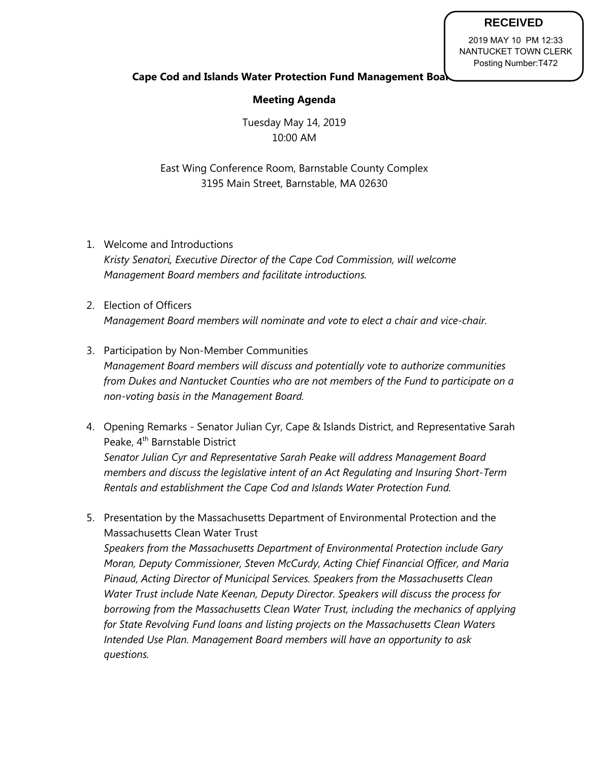**RECEIVED**
2019 MAY 10 PM 12:33
NANTUCKET TOWN CLERK
Posting Number:T472

**Cape Cod and Islands Water Protection Fund Management Board**

**Meeting Agenda**

Tuesday May 14, 2019
10:00 AM

East Wing Conference Room, Barnstable County Complex
3195 Main Street, Barnstable, MA 02630

1. Welcome and Introductions
   *Kristy Senatori, Executive Director of the Cape Cod Commission, will welcome Management Board members and facilitate introductions.*

2. Election of Officers
   *Management Board members will nominate and vote to elect a chair and vice-chair.*

3. Participation by Non-Member Communities
   *Management Board members will discuss and potentially vote to authorize communities from Dukes and Nantucket Counties who are not members of the Fund to participate on a non-voting basis in the Management Board.*

4. Opening Remarks - Senator Julian Cyr, Cape & Islands District, and Representative Sarah Peake, 4th Barnstable District
   *Senator Julian Cyr and Representative Sarah Peake will address Management Board members and discuss the legislative intent of an Act Regulating and Insuring Short-Term Rentals and establishment the Cape Cod and Islands Water Protection Fund.*

5. Presentation by the Massachusetts Department of Environmental Protection and the Massachusetts Clean Water Trust
   *Speakers from the Massachusetts Department of Environmental Protection include Gary Moran, Deputy Commissioner, Steven McCurdy, Acting Chief Financial Officer, and Maria Pinaud, Acting Director of Municipal Services. Speakers from the Massachusetts Clean Water Trust include Nate Keenan, Deputy Director. Speakers will discuss the process for borrowing from the Massachusetts Clean Water Trust, including the mechanics of applying for State Revolving Fund loans and listing projects on the Massachusetts Clean Waters Intended Use Plan. Management Board members will have an opportunity to ask questions.*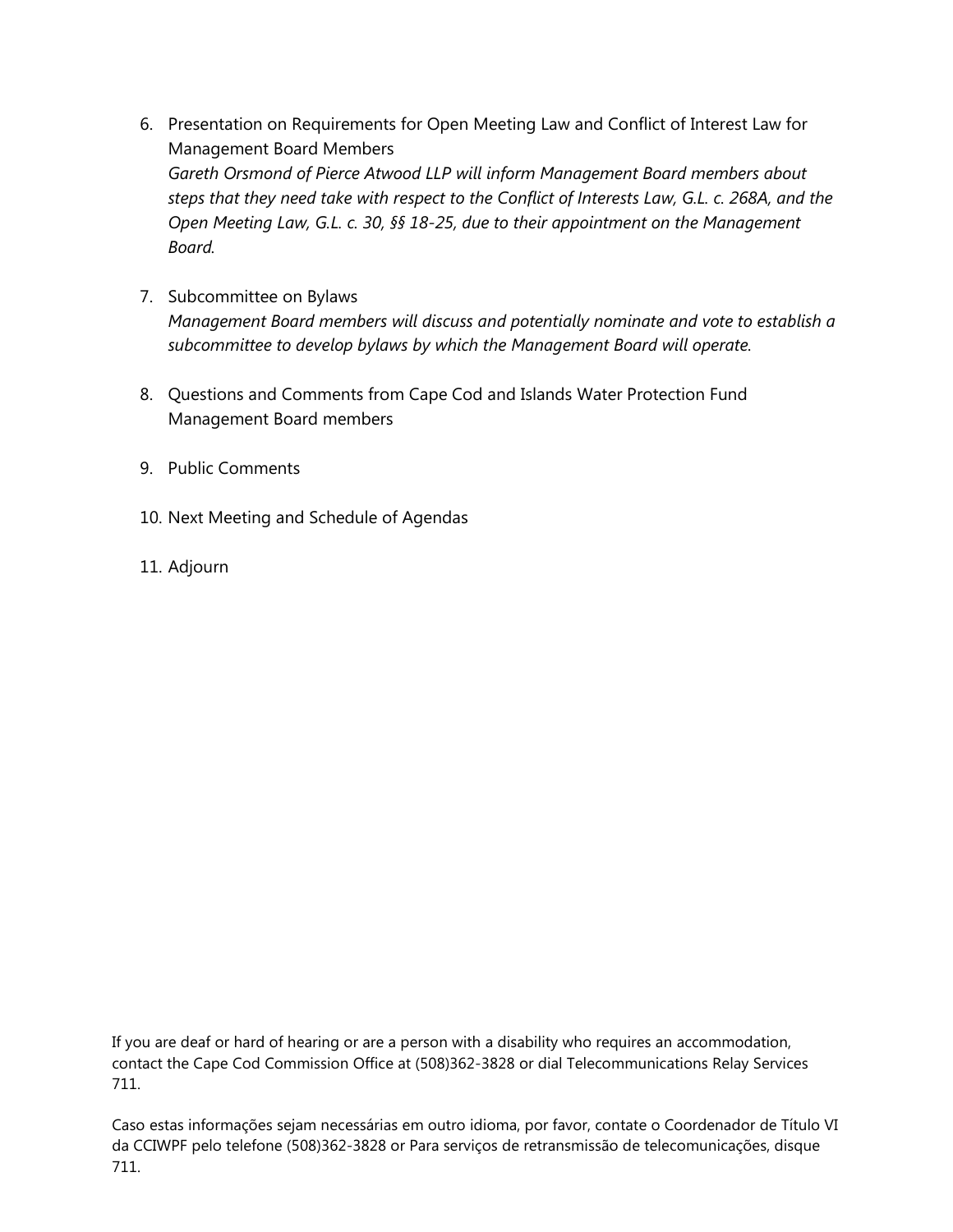6. Presentation on Requirements for Open Meeting Law and Conflict of Interest Law for Management Board Members
   *Gareth Orsmond of Pierce Atwood LLP will inform Management Board members about steps that they need take with respect to the Conflict of Interests Law, G.L. c. 268A, and the Open Meeting Law, G.L. c. 30, §§ 18-25, due to their appointment on the Management Board.*

7. Subcommittee on Bylaws
   *Management Board members will discuss and potentially nominate and vote to establish a subcommittee to develop bylaws by which the Management Board will operate.*

8. Questions and Comments from Cape Cod and Islands Water Protection Fund Management Board members

9. Public Comments

10. Next Meeting and Schedule of Agendas

11. Adjourn

If you are deaf or hard of hearing or are a person with a disability who requires an accommodation, contact the Cape Cod Commission Office at (508)362-3828 or dial Telecommunications Relay Services 711.

Caso estas informações sejam necessárias em outro idioma, por favor, contate o Coordenador de Título VI da CCIWPF pelo telefone (508)362-3828 or Para serviços de retransmissão de telecomunicações, disque 711.